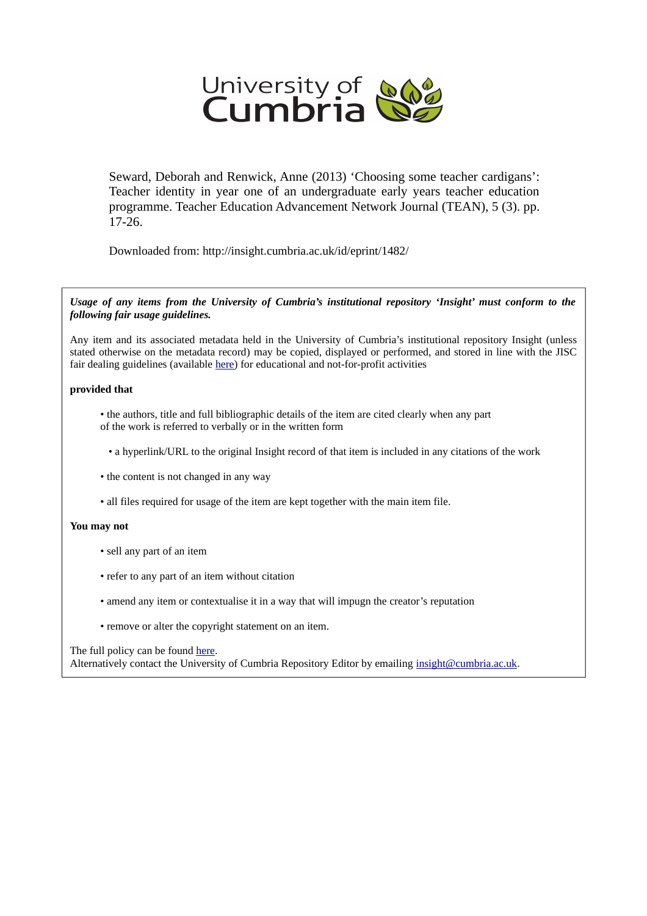University of Cumbria

Seward, Deborah and Renwick, Anne (2013) 'Choosing some teacher cardigans': Teacher identity in year one of an undergraduate early years teacher education programme. Teacher Education Advancement Network Journal (TEAN), 5 (3). pp. 17-26.

Downloaded from: http://insight.cumbria.ac.uk/id/eprint/1482/

***Usage of any items from the University of Cumbria's institutional repository 'Insight' must conform to the following fair usage guidelines.***

Any item and its associated metadata held in the University of Cumbria's institutional repository Insight (unless stated otherwise on the metadata record) may be copied, displayed or performed, and stored in line with the JISC fair dealing guidelines (available here) for educational and not-for-profit activities

**provided that**

- the authors, title and full bibliographic details of the item are cited clearly when any part of the work is referred to verbally or in the written form
- a hyperlink/URL to the original Insight record of that item is included in any citations of the work
- the content is not changed in any way
- all files required for usage of the item are kept together with the main item file.

**You may not**

- sell any part of an item
- refer to any part of an item without citation
- amend any item or contextualise it in a way that will impugn the creator's reputation
- remove or alter the copyright statement on an item.

The full policy can be found here.
Alternatively contact the University of Cumbria Repository Editor by emailing insight@cumbria.ac.uk.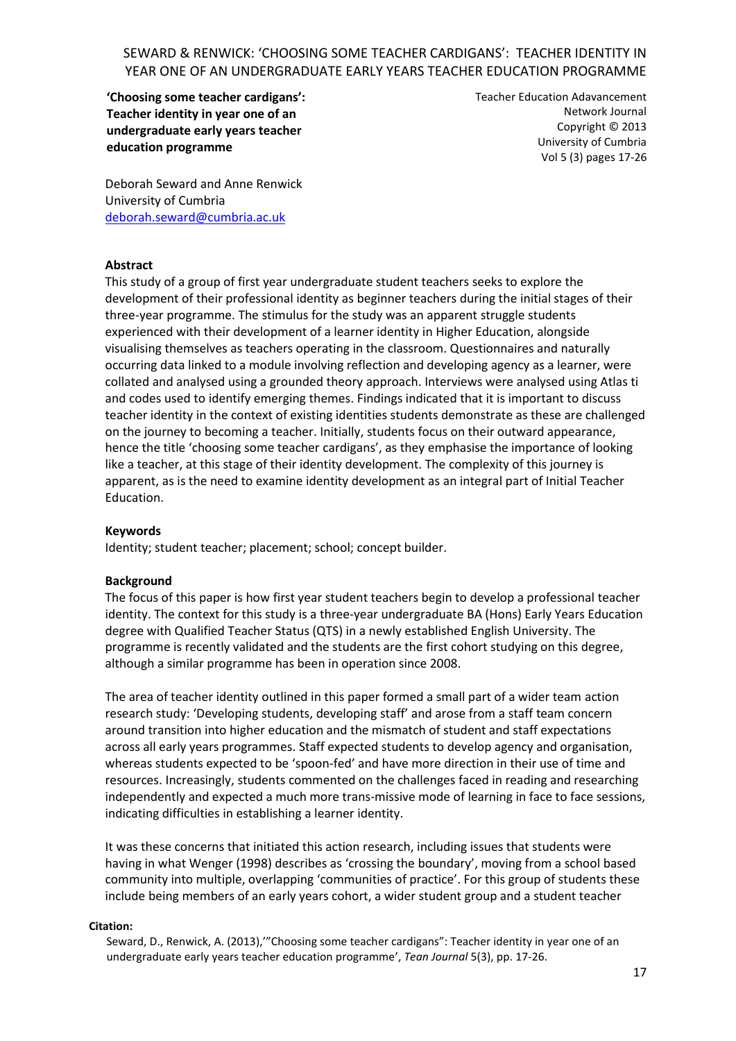**'Choosing some teacher cardigans': Teacher identity in year one of an undergraduate early years teacher education programme**

Teacher Education Adavancement Network Journal
Copyright © 2013
University of Cumbria
Vol 5 (3) pages 17-26

Deborah Seward and Anne Renwick
University of Cumbria
deborah.seward@cumbria.ac.uk

## Abstract

This study of a group of first year undergraduate student teachers seeks to explore the development of their professional identity as beginner teachers during the initial stages of their three-year programme. The stimulus for the study was an apparent struggle students experienced with their development of a learner identity in Higher Education, alongside visualising themselves as teachers operating in the classroom. Questionnaires and naturally occurring data linked to a module involving reflection and developing agency as a learner, were collated and analysed using a grounded theory approach. Interviews were analysed using Atlas ti and codes used to identify emerging themes. Findings indicated that it is important to discuss teacher identity in the context of existing identities students demonstrate as these are challenged on the journey to becoming a teacher. Initially, students focus on their outward appearance, hence the title 'choosing some teacher cardigans', as they emphasise the importance of looking like a teacher, at this stage of their identity development. The complexity of this journey is apparent, as is the need to examine identity development as an integral part of Initial Teacher Education.

## Keywords

Identity; student teacher; placement; school; concept builder.

## Background

The focus of this paper is how first year student teachers begin to develop a professional teacher identity. The context for this study is a three-year undergraduate BA (Hons) Early Years Education degree with Qualified Teacher Status (QTS) in a newly established English University. The programme is recently validated and the students are the first cohort studying on this degree, although a similar programme has been in operation since 2008.

The area of teacher identity outlined in this paper formed a small part of a wider team action research study: 'Developing students, developing staff' and arose from a staff team concern around transition into higher education and the mismatch of student and staff expectations across all early years programmes. Staff expected students to develop agency and organisation, whereas students expected to be 'spoon-fed' and have more direction in their use of time and resources. Increasingly, students commented on the challenges faced in reading and researching independently and expected a much more trans-missive mode of learning in face to face sessions, indicating difficulties in establishing a learner identity.

It was these concerns that initiated this action research, including issues that students were having in what Wenger (1998) describes as 'crossing the boundary', moving from a school based community into multiple, overlapping 'communities of practice'. For this group of students these include being members of an early years cohort, a wider student group and a student teacher

**Citation:**

Seward, D., Renwick, A. (2013),'"Choosing some teacher cardigans": Teacher identity in year one of an undergraduate early years teacher education programme', *Tean Journal* 5(3), pp. 17-26.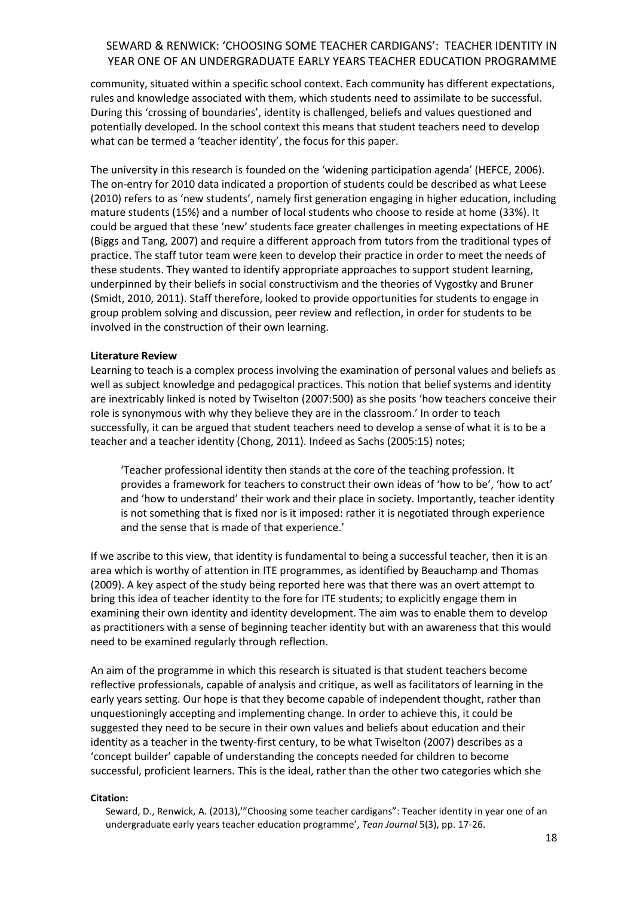community, situated within a specific school context. Each community has different expectations, rules and knowledge associated with them, which students need to assimilate to be successful. During this 'crossing of boundaries', identity is challenged, beliefs and values questioned and potentially developed. In the school context this means that student teachers need to develop what can be termed a 'teacher identity', the focus for this paper.

The university in this research is founded on the 'widening participation agenda' (HEFCE, 2006). The on-entry for 2010 data indicated a proportion of students could be described as what Leese (2010) refers to as 'new students', namely first generation engaging in higher education, including mature students (15%) and a number of local students who choose to reside at home (33%). It could be argued that these 'new' students face greater challenges in meeting expectations of HE (Biggs and Tang, 2007) and require a different approach from tutors from the traditional types of practice. The staff tutor team were keen to develop their practice in order to meet the needs of these students. They wanted to identify appropriate approaches to support student learning, underpinned by their beliefs in social constructivism and the theories of Vygostky and Bruner (Smidt, 2010, 2011). Staff therefore, looked to provide opportunities for students to engage in group problem solving and discussion, peer review and reflection, in order for students to be involved in the construction of their own learning.

**Literature Review**

Learning to teach is a complex process involving the examination of personal values and beliefs as well as subject knowledge and pedagogical practices. This notion that belief systems and identity are inextricably linked is noted by Twiselton (2007:500) as she posits 'how teachers conceive their role is synonymous with why they believe they are in the classroom.' In order to teach successfully, it can be argued that student teachers need to develop a sense of what it is to be a teacher and a teacher identity (Chong, 2011). Indeed as Sachs (2005:15) notes;

> 'Teacher professional identity then stands at the core of the teaching profession. It provides a framework for teachers to construct their own ideas of 'how to be', 'how to act' and 'how to understand' their work and their place in society. Importantly, teacher identity is not something that is fixed nor is it imposed: rather it is negotiated through experience and the sense that is made of that experience.'

If we ascribe to this view, that identity is fundamental to being a successful teacher, then it is an area which is worthy of attention in ITE programmes, as identified by Beauchamp and Thomas (2009). A key aspect of the study being reported here was that there was an overt attempt to bring this idea of teacher identity to the fore for ITE students; to explicitly engage them in examining their own identity and identity development. The aim was to enable them to develop as practitioners with a sense of beginning teacher identity but with an awareness that this would need to be examined regularly through reflection.

An aim of the programme in which this research is situated is that student teachers become reflective professionals, capable of analysis and critique, as well as facilitators of learning in the early years setting. Our hope is that they become capable of independent thought, rather than unquestioningly accepting and implementing change. In order to achieve this, it could be suggested they need to be secure in their own values and beliefs about education and their identity as a teacher in the twenty-first century, to be what Twiselton (2007) describes as a 'concept builder' capable of understanding the concepts needed for children to become successful, proficient learners. This is the ideal, rather than the other two categories which she

**Citation:**

Seward, D., Renwick, A. (2013),'"Choosing some teacher cardigans": Teacher identity in year one of an undergraduate early years teacher education programme', *Tean Journal* 5(3), pp. 17-26.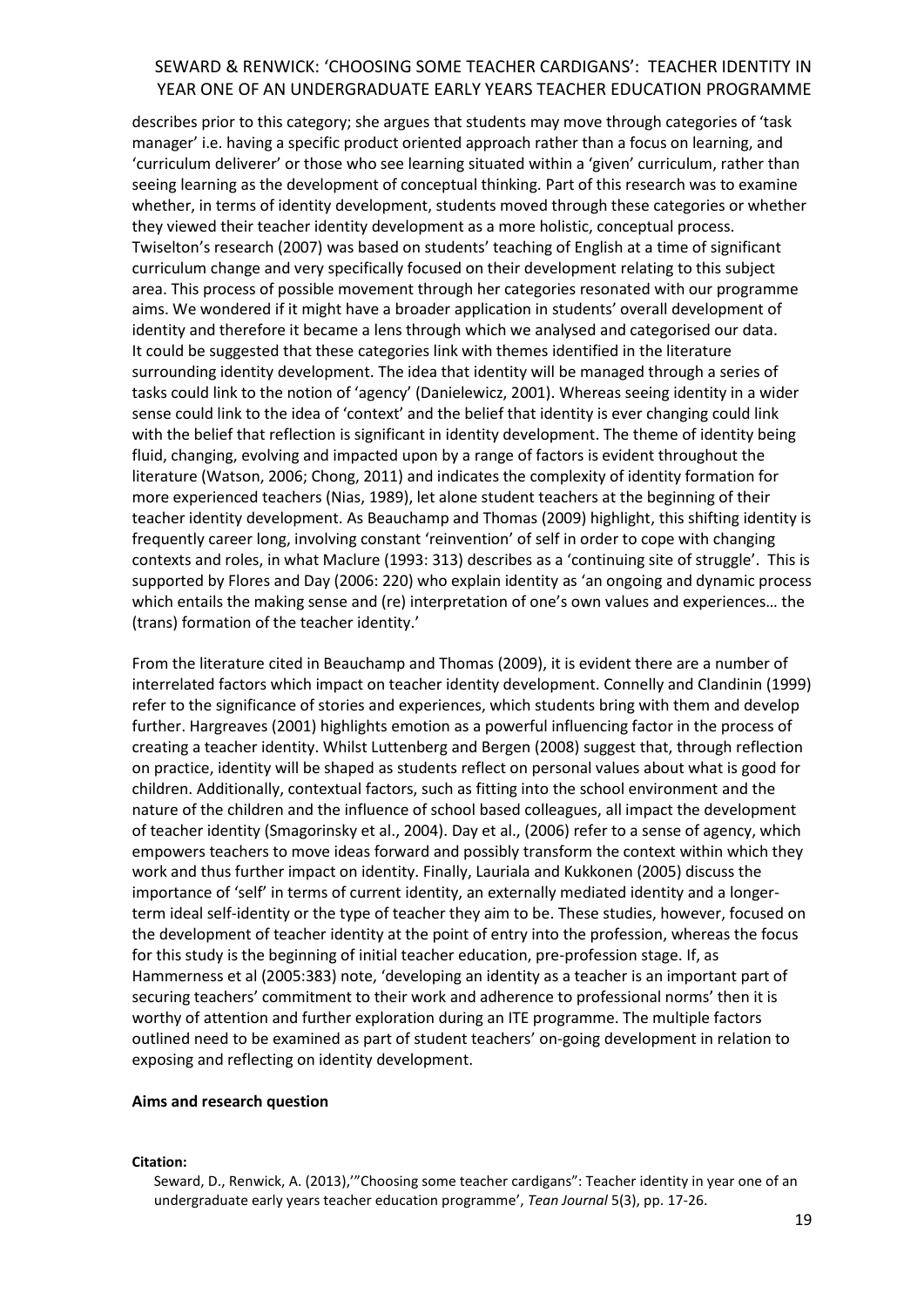describes prior to this category; she argues that students may move through categories of 'task manager' i.e. having a specific product oriented approach rather than a focus on learning, and 'curriculum deliverer' or those who see learning situated within a 'given' curriculum, rather than seeing learning as the development of conceptual thinking. Part of this research was to examine whether, in terms of identity development, students moved through these categories or whether they viewed their teacher identity development as a more holistic, conceptual process. Twiselton's research (2007) was based on students' teaching of English at a time of significant curriculum change and very specifically focused on their development relating to this subject area. This process of possible movement through her categories resonated with our programme aims. We wondered if it might have a broader application in students' overall development of identity and therefore it became a lens through which we analysed and categorised our data. It could be suggested that these categories link with themes identified in the literature surrounding identity development. The idea that identity will be managed through a series of tasks could link to the notion of 'agency' (Danielewicz, 2001). Whereas seeing identity in a wider sense could link to the idea of 'context' and the belief that identity is ever changing could link with the belief that reflection is significant in identity development. The theme of identity being fluid, changing, evolving and impacted upon by a range of factors is evident throughout the literature (Watson, 2006; Chong, 2011) and indicates the complexity of identity formation for more experienced teachers (Nias, 1989), let alone student teachers at the beginning of their teacher identity development. As Beauchamp and Thomas (2009) highlight, this shifting identity is frequently career long, involving constant 'reinvention' of self in order to cope with changing contexts and roles, in what Maclure (1993: 313) describes as a 'continuing site of struggle'. This is supported by Flores and Day (2006: 220) who explain identity as 'an ongoing and dynamic process which entails the making sense and (re) interpretation of one's own values and experiences… the (trans) formation of the teacher identity.'

From the literature cited in Beauchamp and Thomas (2009), it is evident there are a number of interrelated factors which impact on teacher identity development. Connelly and Clandinin (1999) refer to the significance of stories and experiences, which students bring with them and develop further. Hargreaves (2001) highlights emotion as a powerful influencing factor in the process of creating a teacher identity. Whilst Luttenberg and Bergen (2008) suggest that, through reflection on practice, identity will be shaped as students reflect on personal values about what is good for children. Additionally, contextual factors, such as fitting into the school environment and the nature of the children and the influence of school based colleagues, all impact the development of teacher identity (Smagorinsky et al., 2004). Day et al., (2006) refer to a sense of agency, which empowers teachers to move ideas forward and possibly transform the context within which they work and thus further impact on identity. Finally, Lauriala and Kukkonen (2005) discuss the importance of 'self' in terms of current identity, an externally mediated identity and a longer-term ideal self-identity or the type of teacher they aim to be. These studies, however, focused on the development of teacher identity at the point of entry into the profession, whereas the focus for this study is the beginning of initial teacher education, pre-profession stage. If, as Hammerness et al (2005:383) note, 'developing an identity as a teacher is an important part of securing teachers' commitment to their work and adherence to professional norms' then it is worthy of attention and further exploration during an ITE programme. The multiple factors outlined need to be examined as part of student teachers' on-going development in relation to exposing and reflecting on identity development.

**Aims and research question**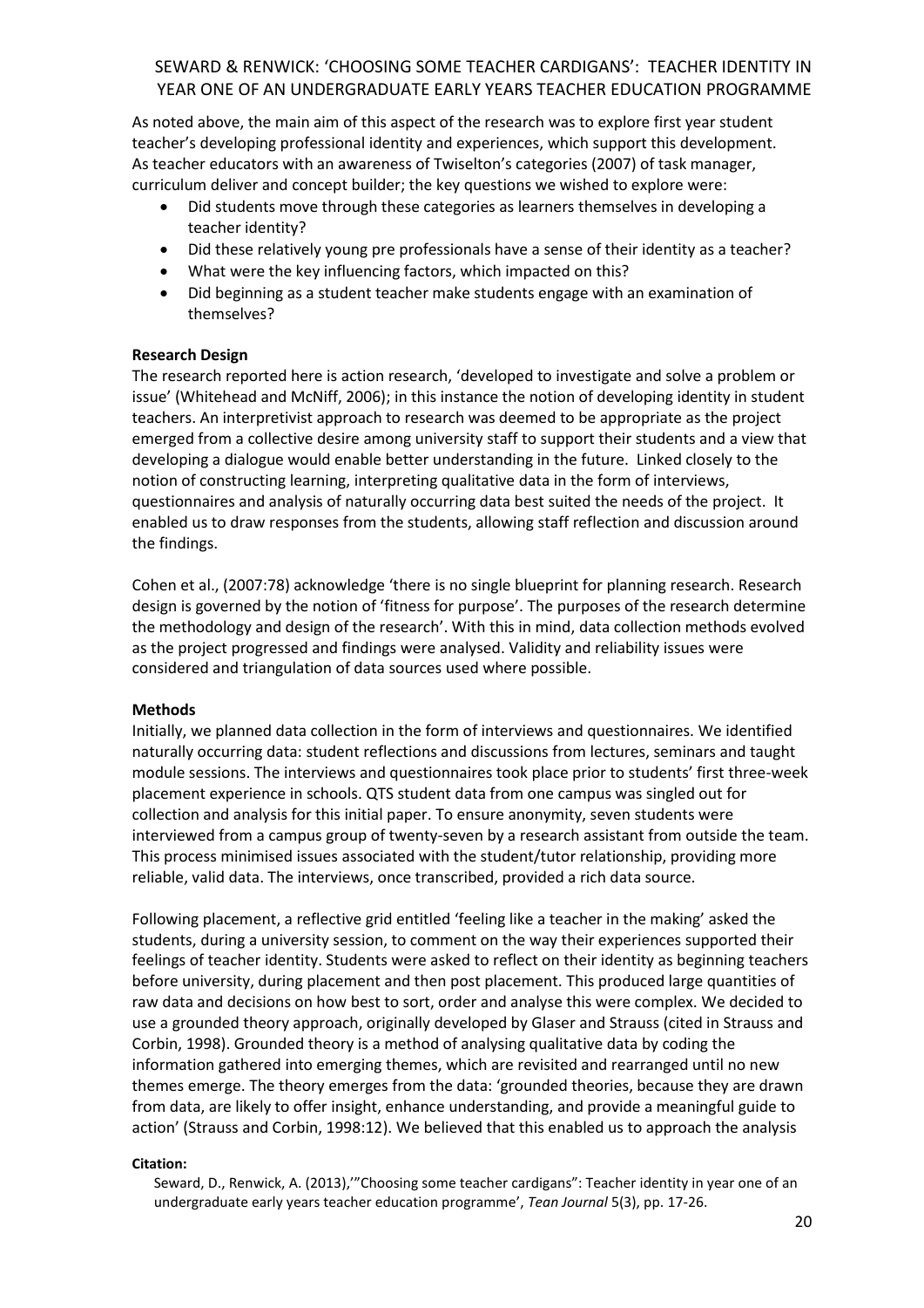As noted above, the main aim of this aspect of the research was to explore first year student teacher's developing professional identity and experiences, which support this development. As teacher educators with an awareness of Twiselton's categories (2007) of task manager, curriculum deliver and concept builder; the key questions we wished to explore were:

- Did students move through these categories as learners themselves in developing a teacher identity?
- Did these relatively young pre professionals have a sense of their identity as a teacher?
- What were the key influencing factors, which impacted on this?
- Did beginning as a student teacher make students engage with an examination of themselves?

**Research Design**

The research reported here is action research, 'developed to investigate and solve a problem or issue' (Whitehead and McNiff, 2006); in this instance the notion of developing identity in student teachers. An interpretivist approach to research was deemed to be appropriate as the project emerged from a collective desire among university staff to support their students and a view that developing a dialogue would enable better understanding in the future. Linked closely to the notion of constructing learning, interpreting qualitative data in the form of interviews, questionnaires and analysis of naturally occurring data best suited the needs of the project. It enabled us to draw responses from the students, allowing staff reflection and discussion around the findings.

Cohen et al., (2007:78) acknowledge 'there is no single blueprint for planning research. Research design is governed by the notion of 'fitness for purpose'. The purposes of the research determine the methodology and design of the research'. With this in mind, data collection methods evolved as the project progressed and findings were analysed. Validity and reliability issues were considered and triangulation of data sources used where possible.

**Methods**

Initially, we planned data collection in the form of interviews and questionnaires. We identified naturally occurring data: student reflections and discussions from lectures, seminars and taught module sessions. The interviews and questionnaires took place prior to students' first three-week placement experience in schools. QTS student data from one campus was singled out for collection and analysis for this initial paper. To ensure anonymity, seven students were interviewed from a campus group of twenty-seven by a research assistant from outside the team. This process minimised issues associated with the student/tutor relationship, providing more reliable, valid data. The interviews, once transcribed, provided a rich data source.

Following placement, a reflective grid entitled 'feeling like a teacher in the making' asked the students, during a university session, to comment on the way their experiences supported their feelings of teacher identity. Students were asked to reflect on their identity as beginning teachers before university, during placement and then post placement. This produced large quantities of raw data and decisions on how best to sort, order and analyse this were complex. We decided to use a grounded theory approach, originally developed by Glaser and Strauss (cited in Strauss and Corbin, 1998). Grounded theory is a method of analysing qualitative data by coding the information gathered into emerging themes, which are revisited and rearranged until no new themes emerge. The theory emerges from the data: 'grounded theories, because they are drawn from data, are likely to offer insight, enhance understanding, and provide a meaningful guide to action' (Strauss and Corbin, 1998:12). We believed that this enabled us to approach the analysis

**Citation:**

Seward, D., Renwick, A. (2013),'"Choosing some teacher cardigans": Teacher identity in year one of an undergraduate early years teacher education programme', *Tean Journal* 5(3), pp. 17-26.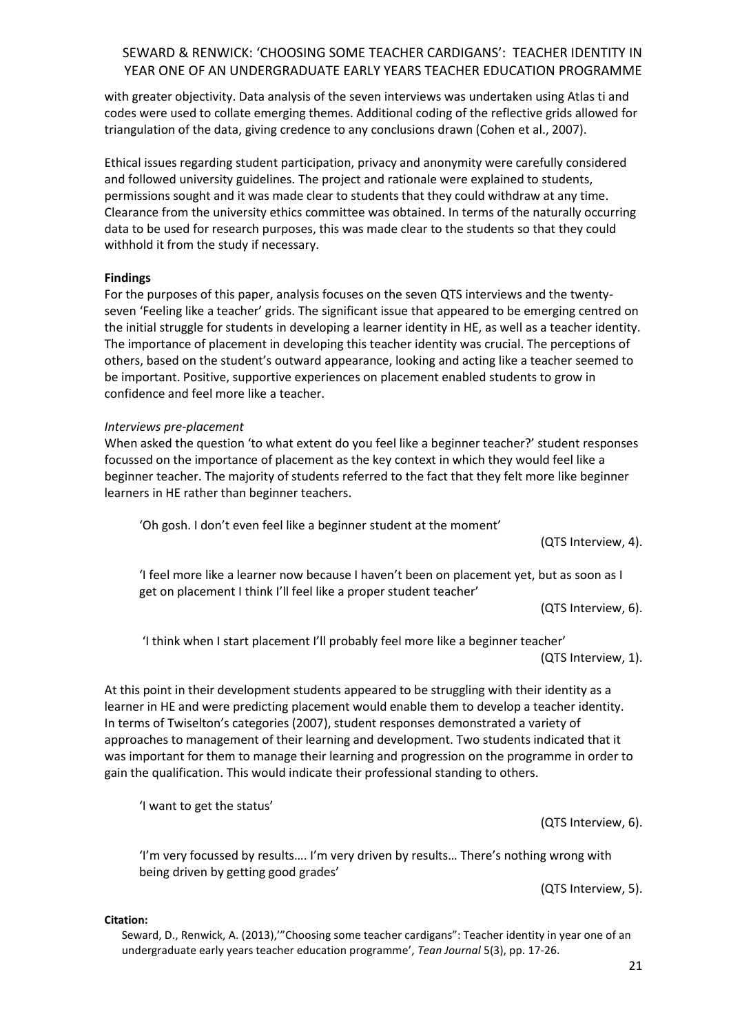with greater objectivity. Data analysis of the seven interviews was undertaken using Atlas ti and codes were used to collate emerging themes. Additional coding of the reflective grids allowed for triangulation of the data, giving credence to any conclusions drawn (Cohen et al., 2007).

Ethical issues regarding student participation, privacy and anonymity were carefully considered and followed university guidelines. The project and rationale were explained to students, permissions sought and it was made clear to students that they could withdraw at any time. Clearance from the university ethics committee was obtained. In terms of the naturally occurring data to be used for research purposes, this was made clear to the students so that they could withhold it from the study if necessary.

**Findings**

For the purposes of this paper, analysis focuses on the seven QTS interviews and the twenty-seven 'Feeling like a teacher' grids. The significant issue that appeared to be emerging centred on the initial struggle for students in developing a learner identity in HE, as well as a teacher identity. The importance of placement in developing this teacher identity was crucial. The perceptions of others, based on the student's outward appearance, looking and acting like a teacher seemed to be important. Positive, supportive experiences on placement enabled students to grow in confidence and feel more like a teacher.

*Interviews pre-placement*

When asked the question 'to what extent do you feel like a beginner teacher?' student responses focussed on the importance of placement as the key context in which they would feel like a beginner teacher. The majority of students referred to the fact that they felt more like beginner learners in HE rather than beginner teachers.

> 'Oh gosh. I don't even feel like a beginner student at the moment'
>
> (QTS Interview, 4).

> 'I feel more like a learner now because I haven't been on placement yet, but as soon as I get on placement I think I'll feel like a proper student teacher'
>
> (QTS Interview, 6).

> 'I think when I start placement I'll probably feel more like a beginner teacher'
>
> (QTS Interview, 1).

At this point in their development students appeared to be struggling with their identity as a learner in HE and were predicting placement would enable them to develop a teacher identity. In terms of Twiselton's categories (2007), student responses demonstrated a variety of approaches to management of their learning and development. Two students indicated that it was important for them to manage their learning and progression on the programme in order to gain the qualification. This would indicate their professional standing to others.

> 'I want to get the status'
>
> (QTS Interview, 6).

> 'I'm very focussed by results…. I'm very driven by results… There's nothing wrong with being driven by getting good grades'
>
> (QTS Interview, 5).

**Citation:**

Seward, D., Renwick, A. (2013),'"Choosing some teacher cardigans": Teacher identity in year one of an undergraduate early years teacher education programme', *Tean Journal* 5(3), pp. 17-26.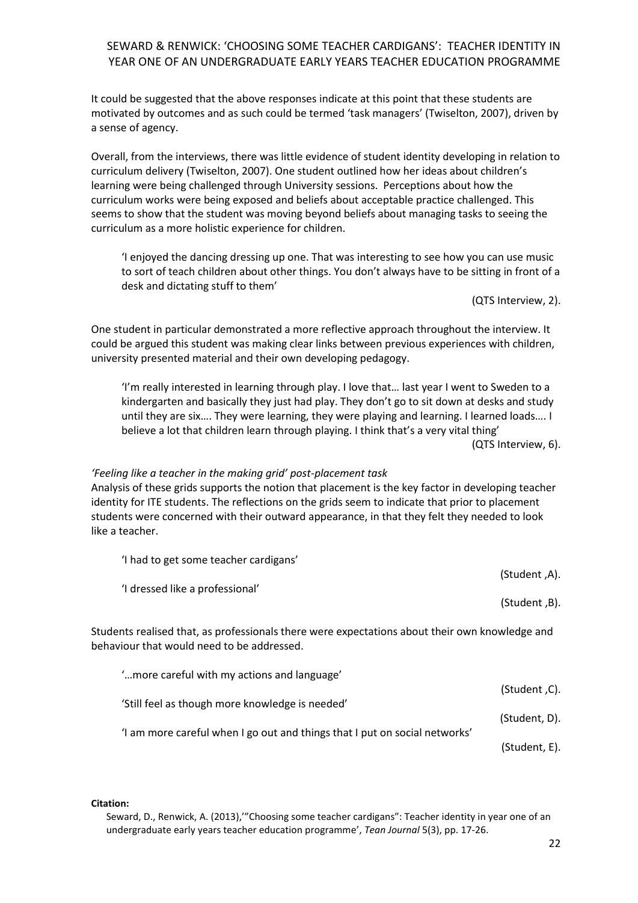It could be suggested that the above responses indicate at this point that these students are motivated by outcomes and as such could be termed 'task managers' (Twiselton, 2007), driven by a sense of agency.

Overall, from the interviews, there was little evidence of student identity developing in relation to curriculum delivery (Twiselton, 2007). One student outlined how her ideas about children's learning were being challenged through University sessions. Perceptions about how the curriculum works were being exposed and beliefs about acceptable practice challenged. This seems to show that the student was moving beyond beliefs about managing tasks to seeing the curriculum as a more holistic experience for children.

> 'I enjoyed the dancing dressing up one. That was interesting to see how you can use music to sort of teach children about other things. You don't always have to be sitting in front of a desk and dictating stuff to them'
>
> (QTS Interview, 2).

One student in particular demonstrated a more reflective approach throughout the interview. It could be argued this student was making clear links between previous experiences with children, university presented material and their own developing pedagogy.

> 'I'm really interested in learning through play. I love that… last year I went to Sweden to a kindergarten and basically they just had play. They don't go to sit down at desks and study until they are six…. They were learning, they were playing and learning. I learned loads…. I believe a lot that children learn through playing. I think that's a very vital thing'
>
> (QTS Interview, 6).

*'Feeling like a teacher in the making grid' post-placement task*

Analysis of these grids supports the notion that placement is the key factor in developing teacher identity for ITE students. The reflections on the grids seem to indicate that prior to placement students were concerned with their outward appearance, in that they felt they needed to look like a teacher.

> 'I had to get some teacher cardigans'
>
> (Student ,A).
>
> 'I dressed like a professional'
>
> (Student ,B).

Students realised that, as professionals there were expectations about their own knowledge and behaviour that would need to be addressed.

> '…more careful with my actions and language'
>
> (Student ,C).
>
> 'Still feel as though more knowledge is needed'
>
> (Student, D).
>
> 'I am more careful when I go out and things that I put on social networks'
>
> (Student, E).

**Citation:**

Seward, D., Renwick, A. (2013),'"Choosing some teacher cardigans": Teacher identity in year one of an undergraduate early years teacher education programme', *Tean Journal* 5(3), pp. 17-26.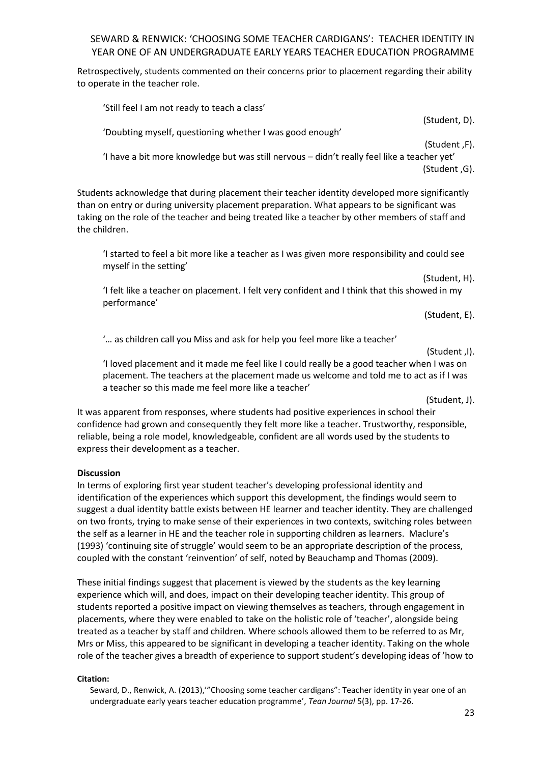Retrospectively, students commented on their concerns prior to placement regarding their ability to operate in the teacher role.

> 'Still feel I am not ready to teach a class'
>
> (Student, D).
>
> 'Doubting myself, questioning whether I was good enough'
>
> (Student ,F).
>
> 'I have a bit more knowledge but was still nervous – didn't really feel like a teacher yet'
>
> (Student ,G).

Students acknowledge that during placement their teacher identity developed more significantly than on entry or during university placement preparation. What appears to be significant was taking on the role of the teacher and being treated like a teacher by other members of staff and the children.

> 'I started to feel a bit more like a teacher as I was given more responsibility and could see myself in the setting'
>
> (Student, H).
>
> 'I felt like a teacher on placement. I felt very confident and I think that this showed in my performance'
>
> (Student, E).
>
> '… as children call you Miss and ask for help you feel more like a teacher'
>
> (Student ,I).
>
> 'I loved placement and it made me feel like I could really be a good teacher when I was on placement. The teachers at the placement made us welcome and told me to act as if I was a teacher so this made me feel more like a teacher'
>
> (Student, J).

It was apparent from responses, where students had positive experiences in school their confidence had grown and consequently they felt more like a teacher. Trustworthy, responsible, reliable, being a role model, knowledgeable, confident are all words used by the students to express their development as a teacher.

**Discussion**

In terms of exploring first year student teacher's developing professional identity and identification of the experiences which support this development, the findings would seem to suggest a dual identity battle exists between HE learner and teacher identity. They are challenged on two fronts, trying to make sense of their experiences in two contexts, switching roles between the self as a learner in HE and the teacher role in supporting children as learners. Maclure's (1993) 'continuing site of struggle' would seem to be an appropriate description of the process, coupled with the constant 'reinvention' of self, noted by Beauchamp and Thomas (2009).

These initial findings suggest that placement is viewed by the students as the key learning experience which will, and does, impact on their developing teacher identity. This group of students reported a positive impact on viewing themselves as teachers, through engagement in placements, where they were enabled to take on the holistic role of 'teacher', alongside being treated as a teacher by staff and children. Where schools allowed them to be referred to as Mr, Mrs or Miss, this appeared to be significant in developing a teacher identity. Taking on the whole role of the teacher gives a breadth of experience to support student's developing ideas of 'how to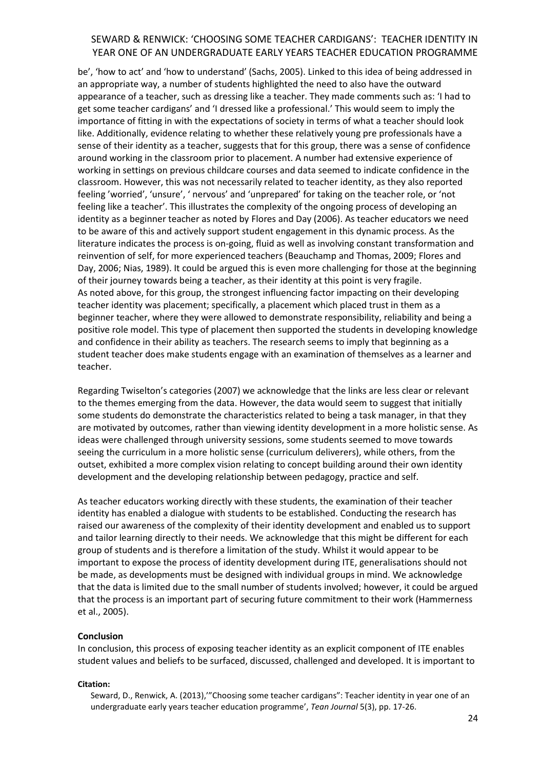be', 'how to act' and 'how to understand' (Sachs, 2005). Linked to this idea of being addressed in an appropriate way, a number of students highlighted the need to also have the outward appearance of a teacher, such as dressing like a teacher. They made comments such as: 'I had to get some teacher cardigans' and 'I dressed like a professional.' This would seem to imply the importance of fitting in with the expectations of society in terms of what a teacher should look like. Additionally, evidence relating to whether these relatively young pre professionals have a sense of their identity as a teacher, suggests that for this group, there was a sense of confidence around working in the classroom prior to placement. A number had extensive experience of working in settings on previous childcare courses and data seemed to indicate confidence in the classroom. However, this was not necessarily related to teacher identity, as they also reported feeling 'worried', 'unsure', ' nervous' and 'unprepared' for taking on the teacher role, or 'not feeling like a teacher'. This illustrates the complexity of the ongoing process of developing an identity as a beginner teacher as noted by Flores and Day (2006). As teacher educators we need to be aware of this and actively support student engagement in this dynamic process. As the literature indicates the process is on-going, fluid as well as involving constant transformation and reinvention of self, for more experienced teachers (Beauchamp and Thomas, 2009; Flores and Day, 2006; Nias, 1989). It could be argued this is even more challenging for those at the beginning of their journey towards being a teacher, as their identity at this point is very fragile.
As noted above, for this group, the strongest influencing factor impacting on their developing teacher identity was placement; specifically, a placement which placed trust in them as a beginner teacher, where they were allowed to demonstrate responsibility, reliability and being a positive role model. This type of placement then supported the students in developing knowledge and confidence in their ability as teachers. The research seems to imply that beginning as a student teacher does make students engage with an examination of themselves as a learner and teacher.

Regarding Twiselton's categories (2007) we acknowledge that the links are less clear or relevant to the themes emerging from the data. However, the data would seem to suggest that initially some students do demonstrate the characteristics related to being a task manager, in that they are motivated by outcomes, rather than viewing identity development in a more holistic sense. As ideas were challenged through university sessions, some students seemed to move towards seeing the curriculum in a more holistic sense (curriculum deliverers), while others, from the outset, exhibited a more complex vision relating to concept building around their own identity development and the developing relationship between pedagogy, practice and self.

As teacher educators working directly with these students, the examination of their teacher identity has enabled a dialogue with students to be established. Conducting the research has raised our awareness of the complexity of their identity development and enabled us to support and tailor learning directly to their needs. We acknowledge that this might be different for each group of students and is therefore a limitation of the study. Whilst it would appear to be important to expose the process of identity development during ITE, generalisations should not be made, as developments must be designed with individual groups in mind. We acknowledge that the data is limited due to the small number of students involved; however, it could be argued that the process is an important part of securing future commitment to their work (Hammerness et al., 2005).

## Conclusion

In conclusion, this process of exposing teacher identity as an explicit component of ITE enables student values and beliefs to be surfaced, discussed, challenged and developed. It is important to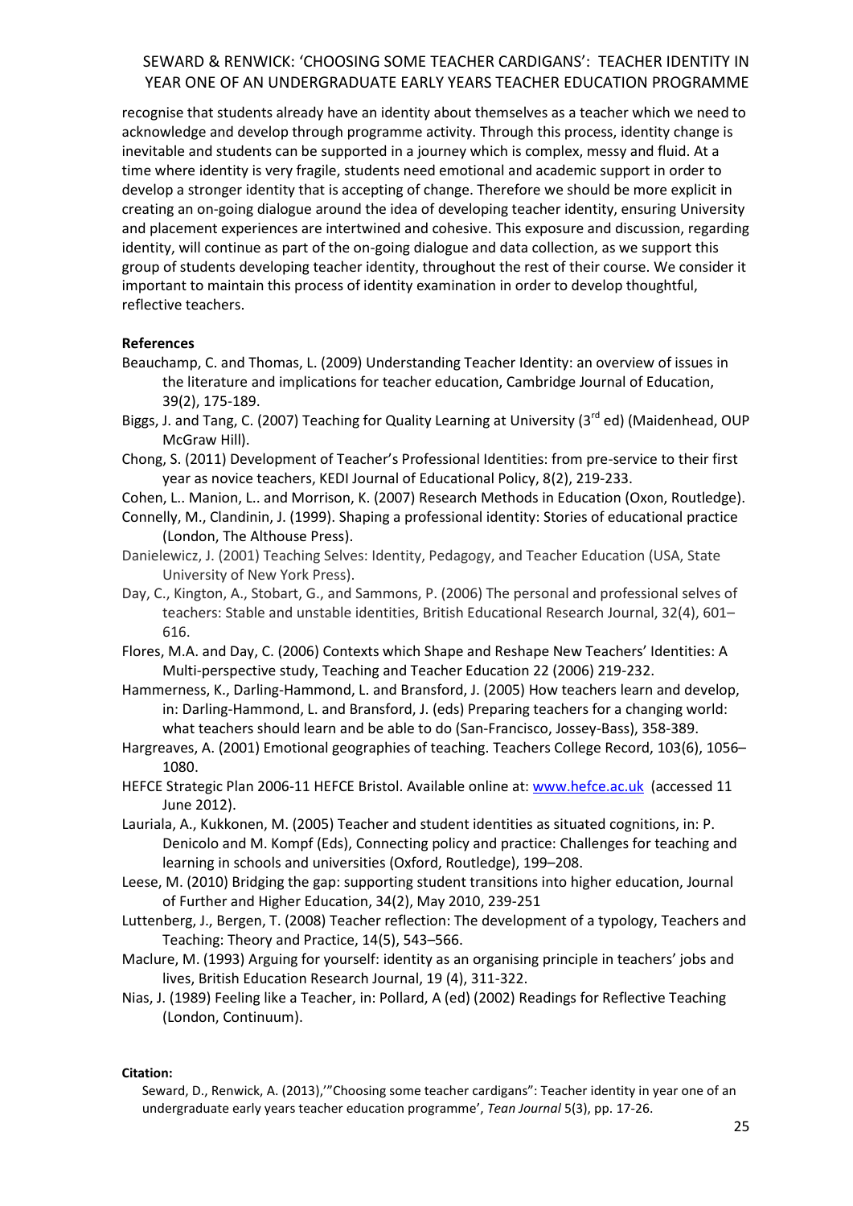recognise that students already have an identity about themselves as a teacher which we need to acknowledge and develop through programme activity. Through this process, identity change is inevitable and students can be supported in a journey which is complex, messy and fluid. At a time where identity is very fragile, students need emotional and academic support in order to develop a stronger identity that is accepting of change. Therefore we should be more explicit in creating an on-going dialogue around the idea of developing teacher identity, ensuring University and placement experiences are intertwined and cohesive. This exposure and discussion, regarding identity, will continue as part of the on-going dialogue and data collection, as we support this group of students developing teacher identity, throughout the rest of their course. We consider it important to maintain this process of identity examination in order to develop thoughtful, reflective teachers.

**References**

Beauchamp, C. and Thomas, L. (2009) Understanding Teacher Identity: an overview of issues in the literature and implications for teacher education, Cambridge Journal of Education, 39(2), 175-189.

Biggs, J. and Tang, C. (2007) Teaching for Quality Learning at University (3rd ed) (Maidenhead, OUP McGraw Hill).

Chong, S. (2011) Development of Teacher's Professional Identities: from pre-service to their first year as novice teachers, KEDI Journal of Educational Policy, 8(2), 219-233.

Cohen, L.. Manion, L.. and Morrison, K. (2007) Research Methods in Education (Oxon, Routledge).

Connelly, M., Clandinin, J. (1999). Shaping a professional identity: Stories of educational practice (London, The Althouse Press).

Danielewicz, J. (2001) Teaching Selves: Identity, Pedagogy, and Teacher Education (USA, State University of New York Press).

Day, C., Kington, A., Stobart, G., and Sammons, P. (2006) The personal and professional selves of teachers: Stable and unstable identities, British Educational Research Journal, 32(4), 601–616.

Flores, M.A. and Day, C. (2006) Contexts which Shape and Reshape New Teachers' Identities: A Multi-perspective study, Teaching and Teacher Education 22 (2006) 219-232.

Hammerness, K., Darling-Hammond, L. and Bransford, J. (2005) How teachers learn and develop, in: Darling-Hammond, L. and Bransford, J. (eds) Preparing teachers for a changing world: what teachers should learn and be able to do (San-Francisco, Jossey-Bass), 358-389.

Hargreaves, A. (2001) Emotional geographies of teaching. Teachers College Record, 103(6), 1056–1080.

HEFCE Strategic Plan 2006-11 HEFCE Bristol. Available online at: www.hefce.ac.uk (accessed 11 June 2012).

Lauriala, A., Kukkonen, M. (2005) Teacher and student identities as situated cognitions, in: P. Denicolo and M. Kompf (Eds), Connecting policy and practice: Challenges for teaching and learning in schools and universities (Oxford, Routledge), 199–208.

Leese, M. (2010) Bridging the gap: supporting student transitions into higher education, Journal of Further and Higher Education, 34(2), May 2010, 239-251

Luttenberg, J., Bergen, T. (2008) Teacher reflection: The development of a typology, Teachers and Teaching: Theory and Practice, 14(5), 543–566.

Maclure, M. (1993) Arguing for yourself: identity as an organising principle in teachers' jobs and lives, British Education Research Journal, 19 (4), 311-322.

Nias, J. (1989) Feeling like a Teacher, in: Pollard, A (ed) (2002) Readings for Reflective Teaching (London, Continuum).

**Citation:**

Seward, D., Renwick, A. (2013),'"Choosing some teacher cardigans": Teacher identity in year one of an undergraduate early years teacher education programme', *Tean Journal* 5(3), pp. 17-26.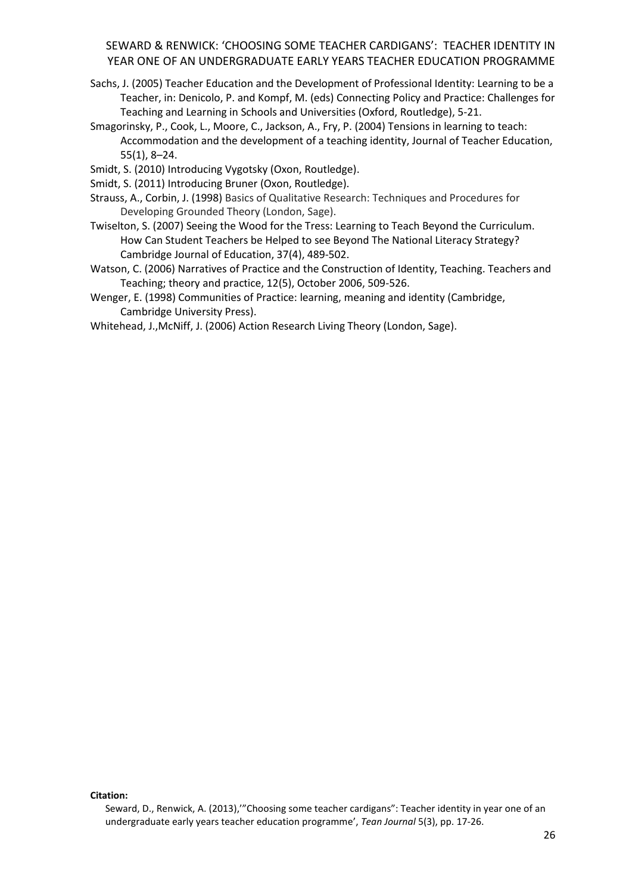Sachs, J. (2005) Teacher Education and the Development of Professional Identity: Learning to be a Teacher, in: Denicolo, P. and Kompf, M. (eds) Connecting Policy and Practice: Challenges for Teaching and Learning in Schools and Universities (Oxford, Routledge), 5-21.

Smagorinsky, P., Cook, L., Moore, C., Jackson, A., Fry, P. (2004) Tensions in learning to teach: Accommodation and the development of a teaching identity, Journal of Teacher Education, 55(1), 8–24.

Smidt, S. (2010) Introducing Vygotsky (Oxon, Routledge).

Smidt, S. (2011) Introducing Bruner (Oxon, Routledge).

Strauss, A., Corbin, J. (1998) Basics of Qualitative Research: Techniques and Procedures for Developing Grounded Theory (London, Sage).

Twiselton, S. (2007) Seeing the Wood for the Tress: Learning to Teach Beyond the Curriculum. How Can Student Teachers be Helped to see Beyond The National Literacy Strategy? Cambridge Journal of Education, 37(4), 489-502.

Watson, C. (2006) Narratives of Practice and the Construction of Identity, Teaching. Teachers and Teaching; theory and practice, 12(5), October 2006, 509-526.

Wenger, E. (1998) Communities of Practice: learning, meaning and identity (Cambridge, Cambridge University Press).

Whitehead, J.,McNiff, J. (2006) Action Research Living Theory (London, Sage).

**Citation:**

Seward, D., Renwick, A. (2013),'"Choosing some teacher cardigans": Teacher identity in year one of an undergraduate early years teacher education programme', *Tean Journal* 5(3), pp. 17-26.